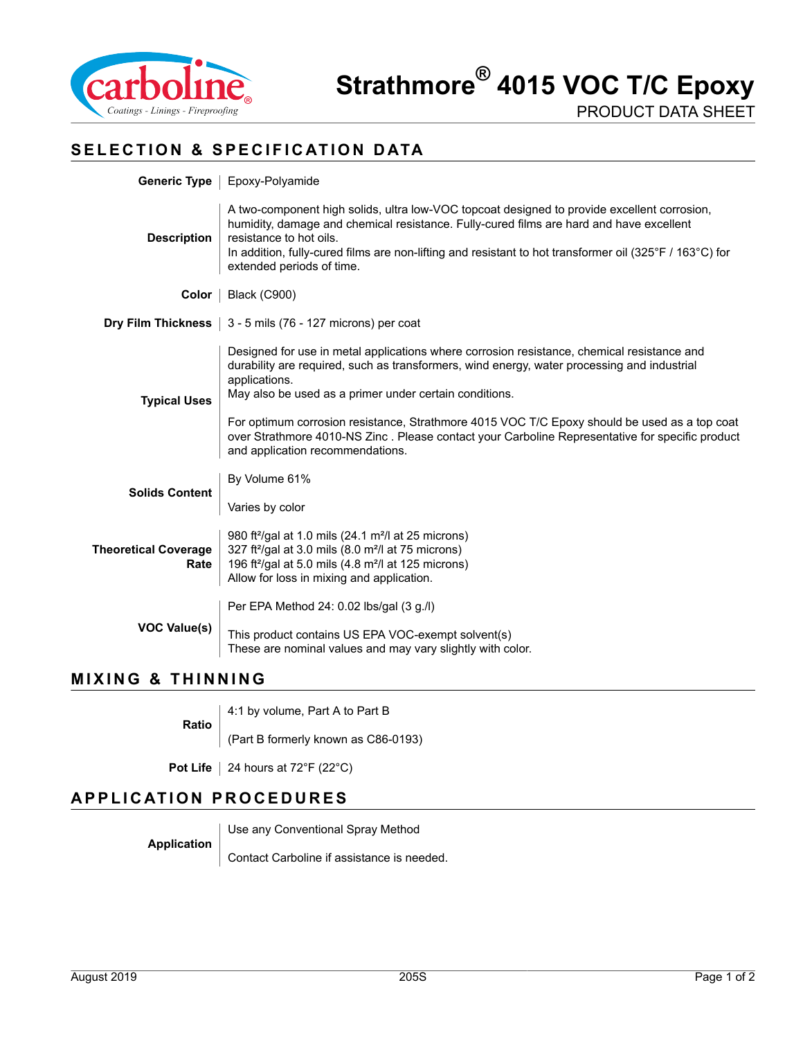# Strathmore® 4015 VOC T/C Epoxy

PRODUCT DATA SHEET

## SELECTION & SPECIFICATION DATA

| | |
|---|---|
| **Generic Type** | Epoxy-Polyamide |
| **Description** | A two-component high solids, ultra low-VOC topcoat designed to provide excellent corrosion, humidity, damage and chemical resistance. Fully-cured films are hard and have excellent resistance to hot oils.<br>In addition, fully-cured films are non-lifting and resistant to hot transformer oil (325°F / 163°C) for extended periods of time. |
| **Color** | Black (C900) |
| **Dry Film Thickness** | 3 - 5 mils (76 - 127 microns) per coat |
| **Typical Uses** | Designed for use in metal applications where corrosion resistance, chemical resistance and durability are required, such as transformers, wind energy, water processing and industrial applications.<br>May also be used as a primer under certain conditions.<br><br>For optimum corrosion resistance, Strathmore 4015 VOC T/C Epoxy should be used as a top coat over Strathmore 4010-NS Zinc . Please contact your Carboline Representative for specific product and application recommendations. |
| **Solids Content** | By Volume 61%<br><br>Varies by color |
| **Theoretical Coverage Rate** | 980 ft²/gal at 1.0 mils (24.1 m²/l at 25 microns)<br>327 ft²/gal at 3.0 mils (8.0 m²/l at 75 microns)<br>196 ft²/gal at 5.0 mils (4.8 m²/l at 125 microns)<br>Allow for loss in mixing and application. |
| **VOC Value(s)** | Per EPA Method 24: 0.02 lbs/gal (3 g./l)<br><br>This product contains US EPA VOC-exempt solvent(s)<br>These are nominal values and may vary slightly with color. |

## MIXING & THINNING

| | |
|---|---|
| **Ratio** | 4:1 by volume, Part A to Part B<br><br>(Part B formerly known as C86-0193) |
| **Pot Life** | 24 hours at 72°F (22°C) |

## APPLICATION PROCEDURES

| | |
|---|---|
| **Application** | Use any Conventional Spray Method<br><br>Contact Carboline if assistance is needed. |

August 2019 205S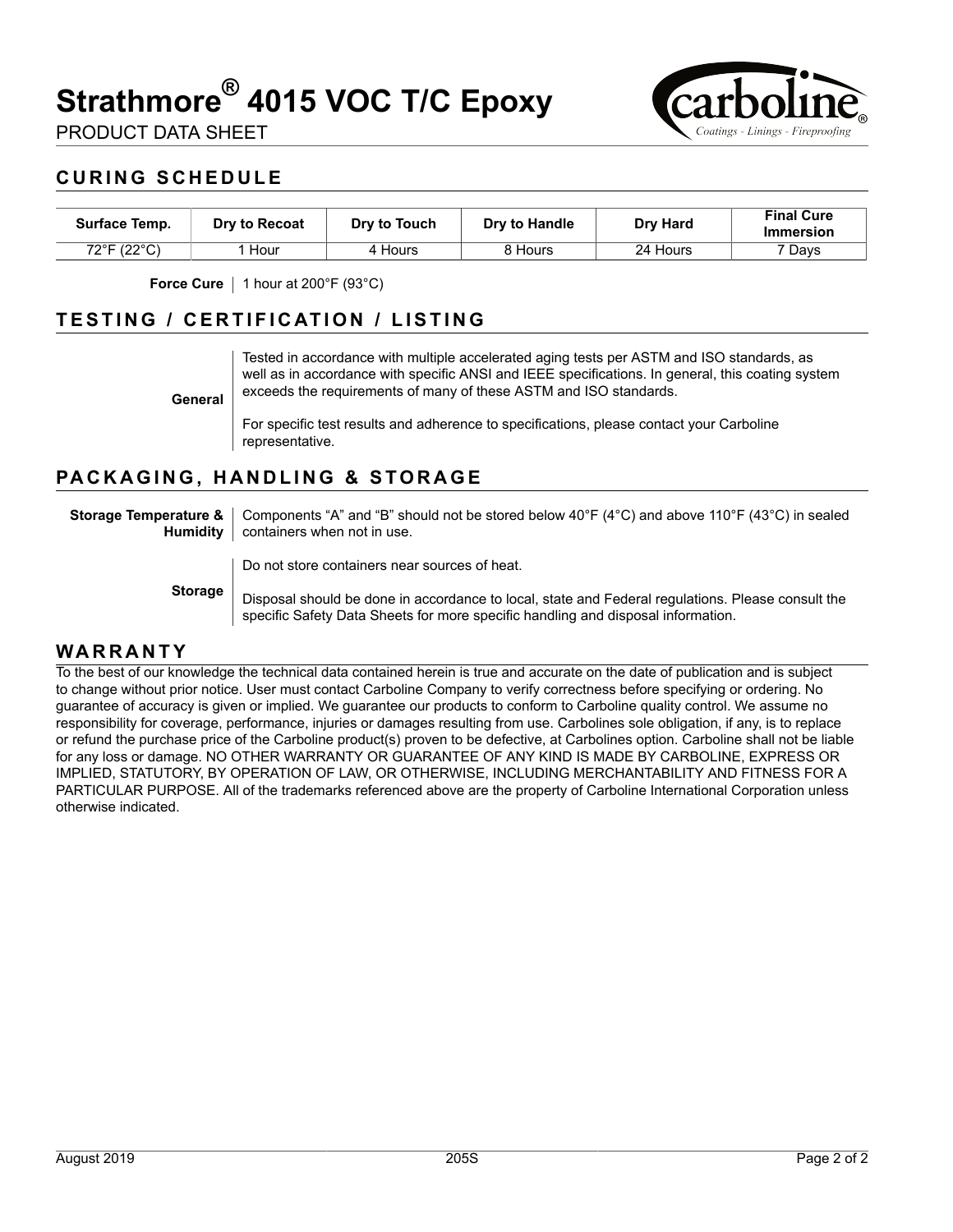## CURING SCHEDULE

| Surface Temp. | Dry to Recoat | Dry to Touch | Dry to Handle | Dry Hard | Final Cure Immersion |
|---|---|---|---|---|---|
| 72°F (22°C) | 1 Hour | 4 Hours | 8 Hours | 24 Hours | 7 Days |

**Force Cure** | 1 hour at 200°F (93°C)

## TESTING / CERTIFICATION / LISTING

**General**

Tested in accordance with multiple accelerated aging tests per ASTM and ISO standards, as well as in accordance with specific ANSI and IEEE specifications. In general, this coating system exceeds the requirements of many of these ASTM and ISO standards.

For specific test results and adherence to specifications, please contact your Carboline representative.

## PACKAGING, HANDLING & STORAGE

**Storage Temperature & Humidity**

Components "A" and "B" should not be stored below 40°F (4°C) and above 110°F (43°C) in sealed containers when not in use.

**Storage**

Do not store containers near sources of heat.

Disposal should be done in accordance to local, state and Federal regulations. Please consult the specific Safety Data Sheets for more specific handling and disposal information.

## WARRANTY

To the best of our knowledge the technical data contained herein is true and accurate on the date of publication and is subject to change without prior notice. User must contact Carboline Company to verify correctness before specifying or ordering. No guarantee of accuracy is given or implied. We guarantee our products to conform to Carboline quality control. We assume no responsibility for coverage, performance, injuries or damages resulting from use. Carbolines sole obligation, if any, is to replace or refund the purchase price of the Carboline product(s) proven to be defective, at Carbolines option. Carboline shall not be liable for any loss or damage. NO OTHER WARRANTY OR GUARANTEE OF ANY KIND IS MADE BY CARBOLINE, EXPRESS OR IMPLIED, STATUTORY, BY OPERATION OF LAW, OR OTHERWISE, INCLUDING MERCHANTABILITY AND FITNESS FOR A PARTICULAR PURPOSE. All of the trademarks referenced above are the property of Carboline International Corporation unless otherwise indicated.